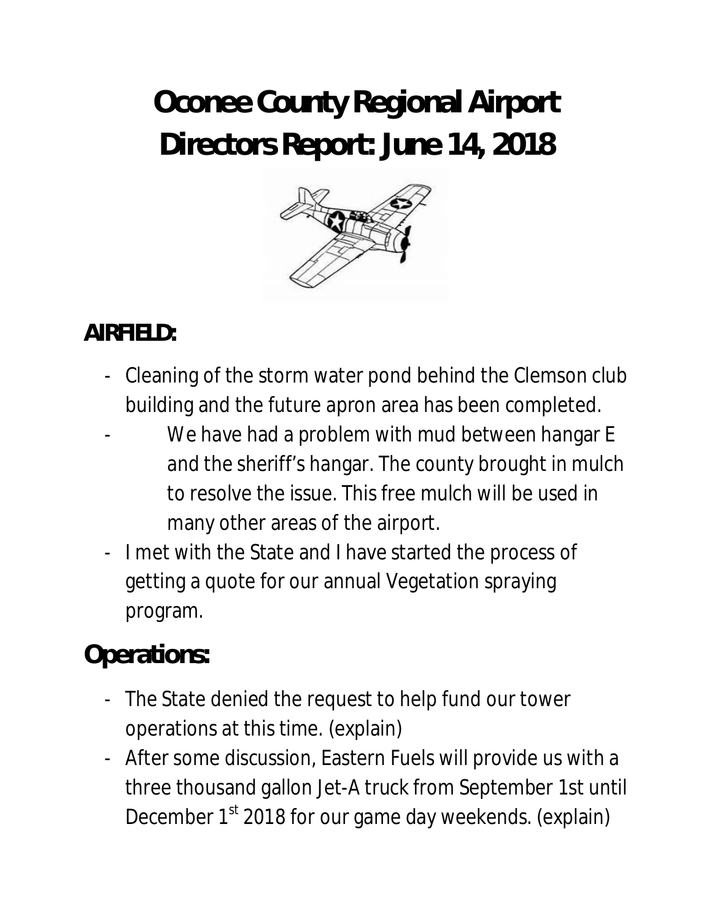# Oconee County Regional Airport
# Directors Report: June 14, 2018

## AIRFIELD:

- Cleaning of the storm water pond behind the Clemson club building and the future apron area has been completed.
- We have had a problem with mud between hangar E and the sheriff's hangar. The county brought in mulch to resolve the issue. This free mulch will be used in many other areas of the airport.
- I met with the State and I have started the process of getting a quote for our annual Vegetation spraying program.

## Operations:

- The State denied the request to help fund our tower operations at this time. (explain)
- After some discussion, Eastern Fuels will provide us with a three thousand gallon Jet-A truck from September 1st until December 1st 2018 for our game day weekends. (explain)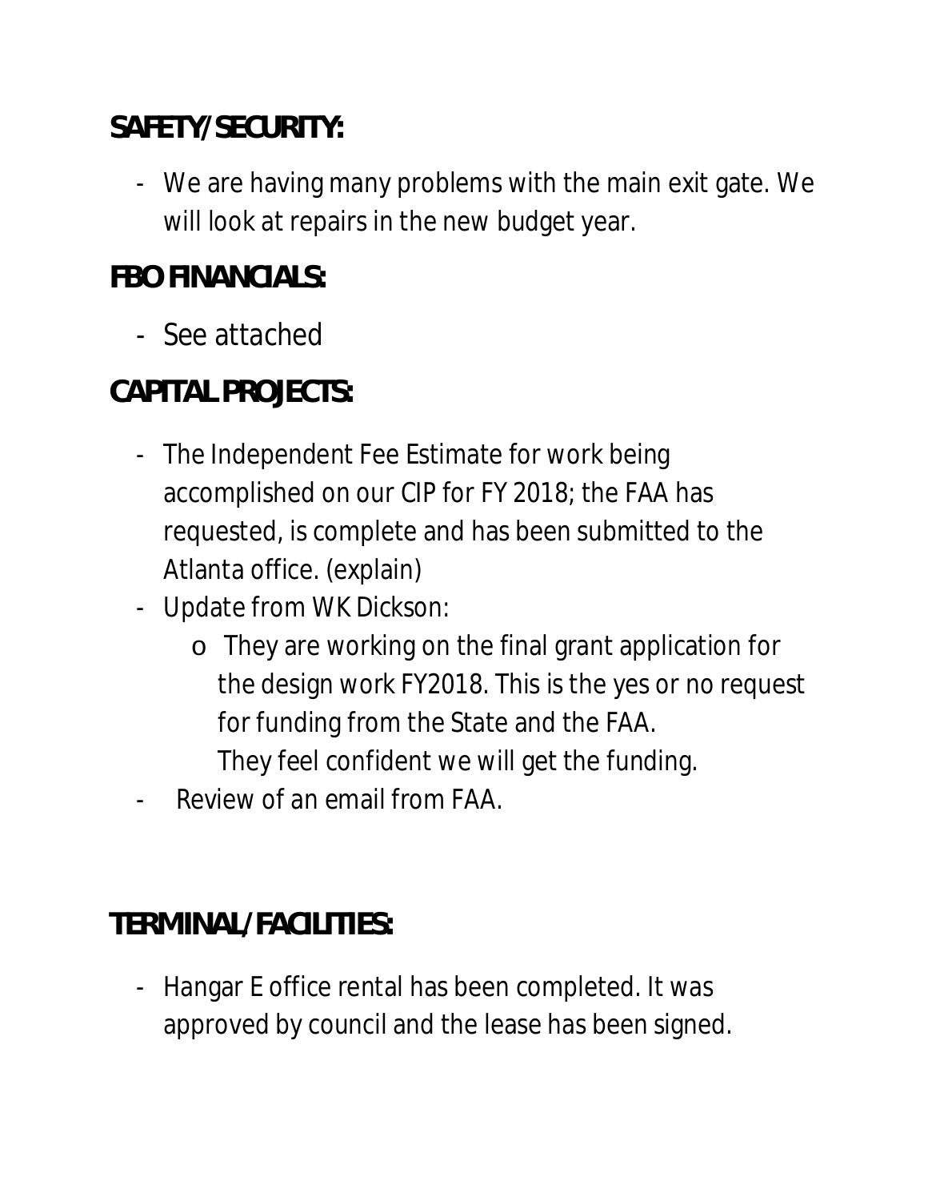## SAFETY/SECURITY:

- We are having many problems with the main exit gate. We will look at repairs in the new budget year.

## FBO FINANCIALS:

- See attached

## CAPITAL PROJECTS:

- The Independent Fee Estimate for work being accomplished on our CIP for FY 2018; the FAA has requested, is complete and has been submitted to the Atlanta office. (explain)
- Update from WK Dickson:
  - They are working on the final grant application for the design work FY2018. This is the yes or no request for funding from the State and the FAA. They feel confident we will get the funding.
- Review of an email from FAA.

## TERMINAL/FACILITIES:

- Hangar E office rental has been completed. It was approved by council and the lease has been signed.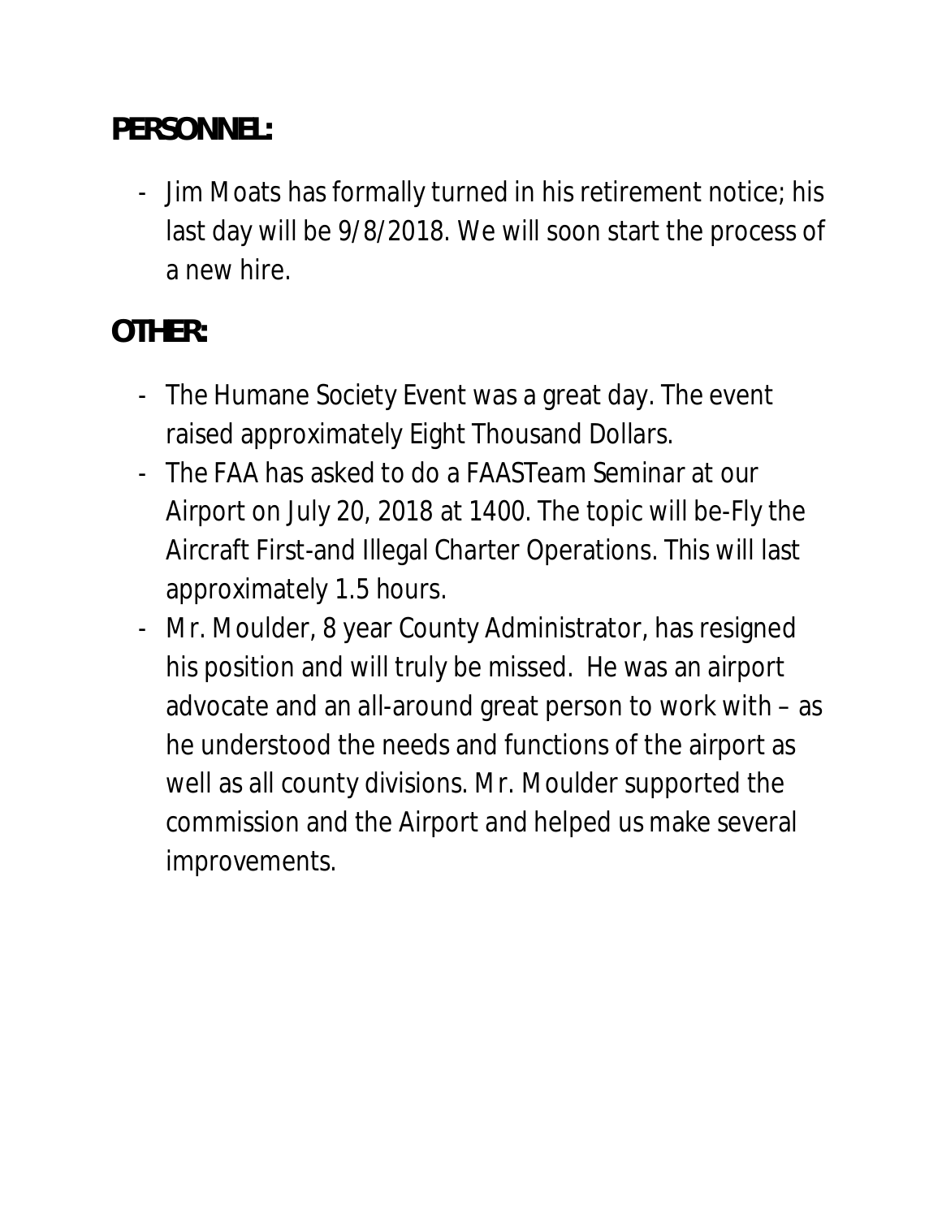**PERSONNEL:**

- Jim Moats has formally turned in his retirement notice; his last day will be 9/8/2018. We will soon start the process of a new hire.

**OTHER:**

- The Humane Society Event was a great day. The event raised approximately Eight Thousand Dollars.
- The FAA has asked to do a FAASTeam Seminar at our Airport on July 20, 2018 at 1400. The topic will be-Fly the Aircraft First-and Illegal Charter Operations. This will last approximately 1.5 hours.
- Mr. Moulder, 8 year County Administrator, has resigned his position and will truly be missed. He was an airport advocate and an all-around great person to work with – as he understood the needs and functions of the airport as well as all county divisions. Mr. Moulder supported the commission and the Airport and helped us make several improvements.